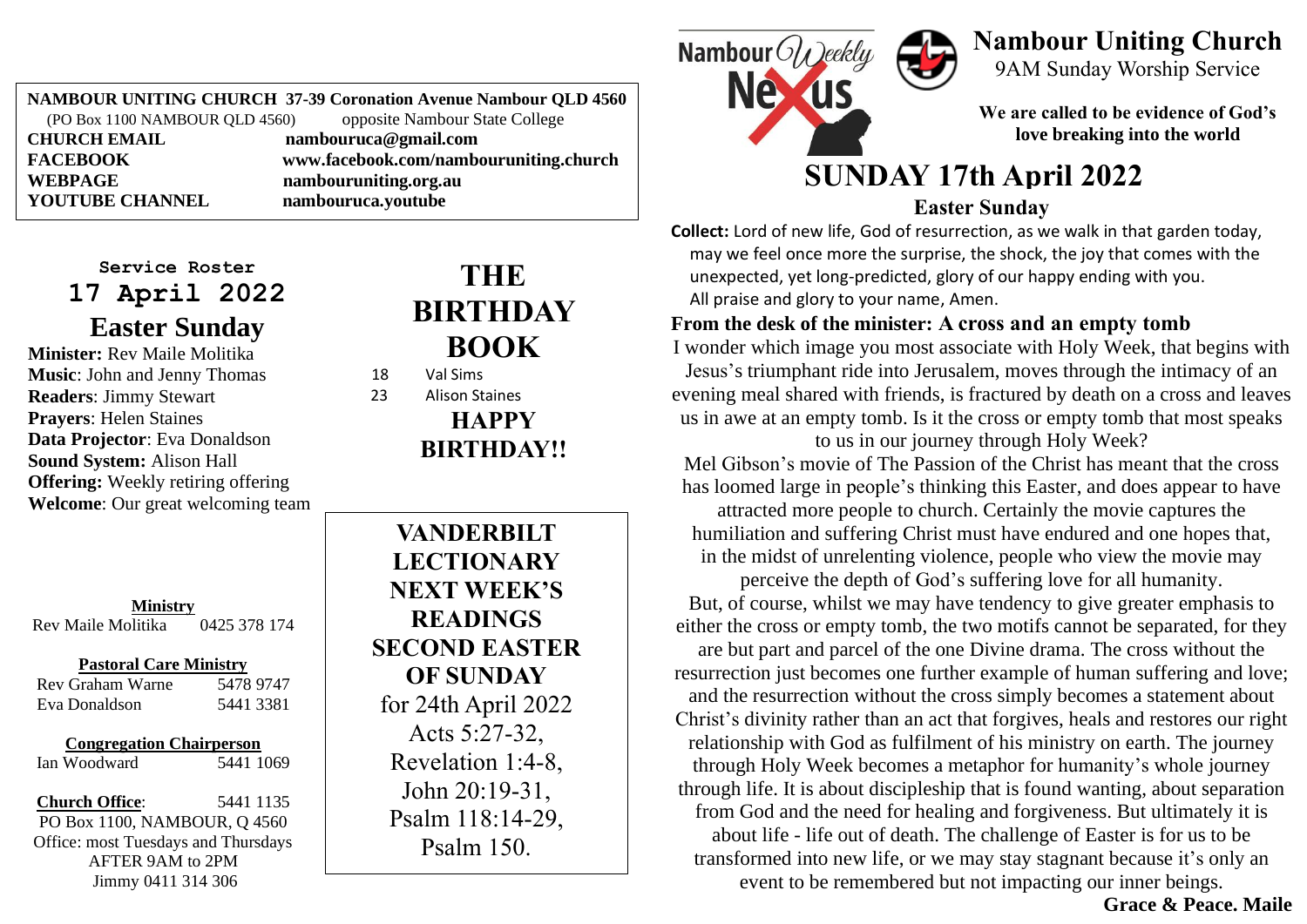**NAMBOUR UNITING CHURCH 37-39 Coronation Avenue Nambour QLD 4560**
(PO Box 1100 NAMBOUR QLD 4560) opposite Nambour State College

| | |
|---|---|
| **CHURCH EMAIL** | **nambouruca@gmail.com** |
| **FACEBOOK** | **www.facebook.com/nambouruniting.church** |
| **WEBPAGE** | **nambouruniting.org.au** |
| **YOUTUBE CHANNEL** | **nambouruca.youtube** |

## Service Roster
## 17 April 2022
## Easter Sunday

**Minister:** Rev Maile Molitika
**Music**: John and Jenny Thomas
**Readers**: Jimmy Stewart
**Prayers**: Helen Staines
**Data Projector**: Eva Donaldson
**Sound System:** Alison Hall
**Offering:** Weekly retiring offering
**Welcome**: Our great welcoming team

**Ministry**
Rev Maile Molitika 0425 378 174

**Pastoral Care Ministry**
Rev Graham Warne 5478 9747
Eva Donaldson 5441 3381

**Congregation Chairperson**
Ian Woodward 5441 1069

**Church Office**: 5441 1135
PO Box 1100, NAMBOUR, Q 4560
Office: most Tuesdays and Thursdays
AFTER 9AM to 2PM
Jimmy 0411 314 306

## THE BIRTHDAY BOOK

18 Val Sims
23 Alison Staines

**HAPPY BIRTHDAY!!**

## VANDERBILT LECTIONARY NEXT WEEK'S READINGS SECOND EASTER OF SUNDAY

for 24th April 2022
Acts 5:27-32,
Revelation 1:4-8,
John 20:19-31,
Psalm 118:14-29,
Psalm 150.

Nambour Weekly Nexus

# Nambour Uniting Church
9AM Sunday Worship Service

**We are called to be evidence of God's love breaking into the world**

# SUNDAY 17th April 2022
## Easter Sunday

**Collect:** Lord of new life, God of resurrection, as we walk in that garden today, may we feel once more the surprise, the shock, the joy that comes with the unexpected, yet long-predicted, glory of our happy ending with you.
All praise and glory to your name, Amen.

### From the desk of the minister: A cross and an empty tomb

I wonder which image you most associate with Holy Week, that begins with Jesus's triumphant ride into Jerusalem, moves through the intimacy of an evening meal shared with friends, is fractured by death on a cross and leaves us in awe at an empty tomb. Is it the cross or empty tomb that most speaks to us in our journey through Holy Week?

Mel Gibson's movie of The Passion of the Christ has meant that the cross has loomed large in people's thinking this Easter, and does appear to have attracted more people to church. Certainly the movie captures the humiliation and suffering Christ must have endured and one hopes that, in the midst of unrelenting violence, people who view the movie may perceive the depth of God's suffering love for all humanity.

But, of course, whilst we may have tendency to give greater emphasis to either the cross or empty tomb, the two motifs cannot be separated, for they are but part and parcel of the one Divine drama. The cross without the resurrection just becomes one further example of human suffering and love; and the resurrection without the cross simply becomes a statement about Christ's divinity rather than an act that forgives, heals and restores our right relationship with God as fulfilment of his ministry on earth. The journey through Holy Week becomes a metaphor for humanity's whole journey through life. It is about discipleship that is found wanting, about separation from God and the need for healing and forgiveness. But ultimately it is about life - life out of death. The challenge of Easter is for us to be transformed into new life, or we may stay stagnant because it's only an event to be remembered but not impacting our inner beings.

**Grace & Peace. Maile**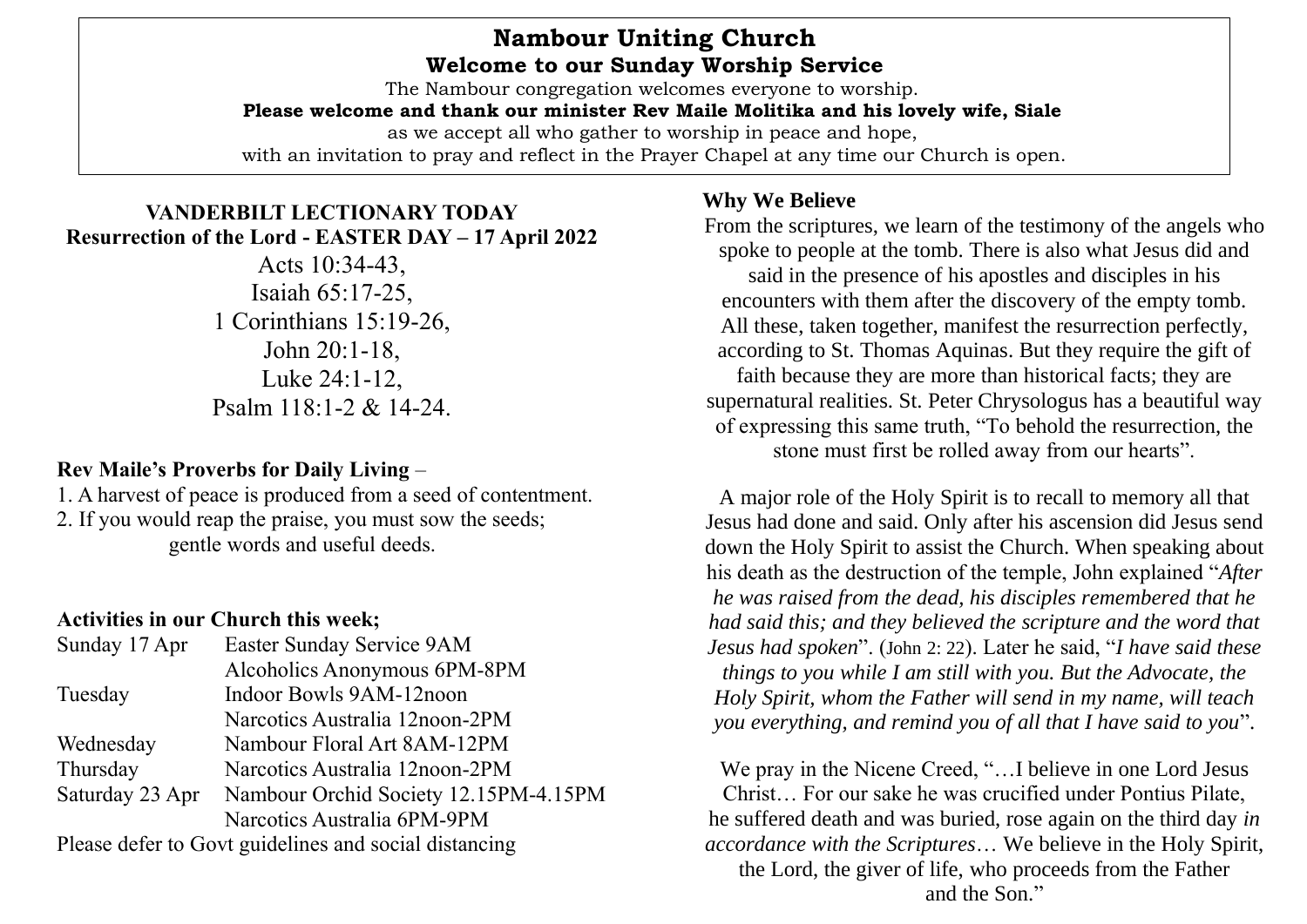# Nambour Uniting Church

## Welcome to our Sunday Worship Service

The Nambour congregation welcomes everyone to worship.

**Please welcome and thank our minister Rev Maile Molitika and his lovely wife, Siale**

as we accept all who gather to worship in peace and hope,

with an invitation to pray and reflect in the Prayer Chapel at any time our Church is open.

### VANDERBILT LECTIONARY TODAY

**Resurrection of the Lord - EASTER DAY – 17 April 2022**

Acts 10:34-43,
Isaiah 65:17-25,
1 Corinthians 15:19-26,
John 20:1-18,
Luke 24:1-12,
Psalm 118:1-2 & 14-24.

**Rev Maile's Proverbs for Daily Living** –

1. A harvest of peace is produced from a seed of contentment.
2. If you would reap the praise, you must sow the seeds; gentle words and useful deeds.

**Activities in our Church this week;**

| | |
|---|---|
| Sunday 17 Apr | Easter Sunday Service 9AM |
| | Alcoholics Anonymous 6PM-8PM |
| Tuesday | Indoor Bowls 9AM-12noon |
| | Narcotics Australia 12noon-2PM |
| Wednesday | Nambour Floral Art 8AM-12PM |
| Thursday | Narcotics Australia 12noon-2PM |
| Saturday 23 Apr | Nambour Orchid Society 12.15PM-4.15PM |
| | Narcotics Australia 6PM-9PM |

Please defer to Govt guidelines and social distancing

**Why We Believe**

From the scriptures, we learn of the testimony of the angels who spoke to people at the tomb. There is also what Jesus did and said in the presence of his apostles and disciples in his encounters with them after the discovery of the empty tomb. All these, taken together, manifest the resurrection perfectly, according to St. Thomas Aquinas. But they require the gift of faith because they are more than historical facts; they are supernatural realities. St. Peter Chrysologus has a beautiful way of expressing this same truth, "To behold the resurrection, the stone must first be rolled away from our hearts".

A major role of the Holy Spirit is to recall to memory all that Jesus had done and said. Only after his ascension did Jesus send down the Holy Spirit to assist the Church. When speaking about his death as the destruction of the temple, John explained "*After he was raised from the dead, his disciples remembered that he had said this; and they believed the scripture and the word that Jesus had spoken*". (John 2: 22). Later he said, "*I have said these things to you while I am still with you. But the Advocate, the Holy Spirit, whom the Father will send in my name, will teach you everything, and remind you of all that I have said to you*".

We pray in the Nicene Creed, "…I believe in one Lord Jesus Christ… For our sake he was crucified under Pontius Pilate, he suffered death and was buried, rose again on the third day *in accordance with the Scriptures*… We believe in the Holy Spirit, the Lord, the giver of life, who proceeds from the Father and the Son."